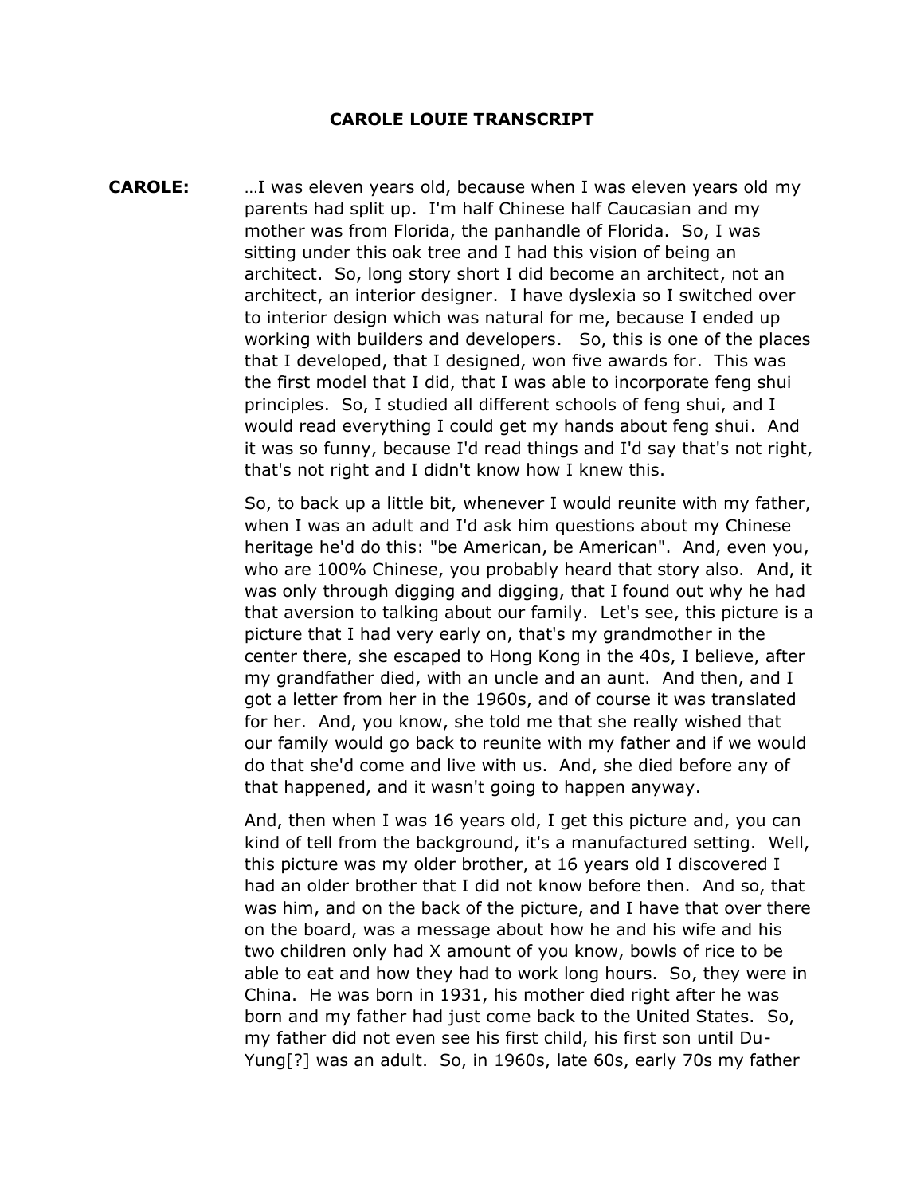# CAROLE LOUIE TRANSCRIPT

**CAROLE:** …I was eleven years old, because when I was eleven years old my parents had split up. I'm half Chinese half Caucasian and my mother was from Florida, the panhandle of Florida. So, I was sitting under this oak tree and I had this vision of being an architect. So, long story short I did become an architect, not an architect, an interior designer. I have dyslexia so I switched over to interior design which was natural for me, because I ended up working with builders and developers. So, this is one of the places that I developed, that I designed, won five awards for. This was the first model that I did, that I was able to incorporate feng shui principles. So, I studied all different schools of feng shui, and I would read everything I could get my hands about feng shui. And it was so funny, because I'd read things and I'd say that's not right, that's not right and I didn't know how I knew this.

So, to back up a little bit, whenever I would reunite with my father, when I was an adult and I'd ask him questions about my Chinese heritage he'd do this: "be American, be American". And, even you, who are 100% Chinese, you probably heard that story also. And, it was only through digging and digging, that I found out why he had that aversion to talking about our family. Let's see, this picture is a picture that I had very early on, that's my grandmother in the center there, she escaped to Hong Kong in the 40s, I believe, after my grandfather died, with an uncle and an aunt. And then, and I got a letter from her in the 1960s, and of course it was translated for her. And, you know, she told me that she really wished that our family would go back to reunite with my father and if we would do that she'd come and live with us. And, she died before any of that happened, and it wasn't going to happen anyway.

And, then when I was 16 years old, I get this picture and, you can kind of tell from the background, it's a manufactured setting. Well, this picture was my older brother, at 16 years old I discovered I had an older brother that I did not know before then. And so, that was him, and on the back of the picture, and I have that over there on the board, was a message about how he and his wife and his two children only had X amount of you know, bowls of rice to be able to eat and how they had to work long hours. So, they were in China. He was born in 1931, his mother died right after he was born and my father had just come back to the United States. So, my father did not even see his first child, his first son until Du-Yung[?] was an adult. So, in 1960s, late 60s, early 70s my father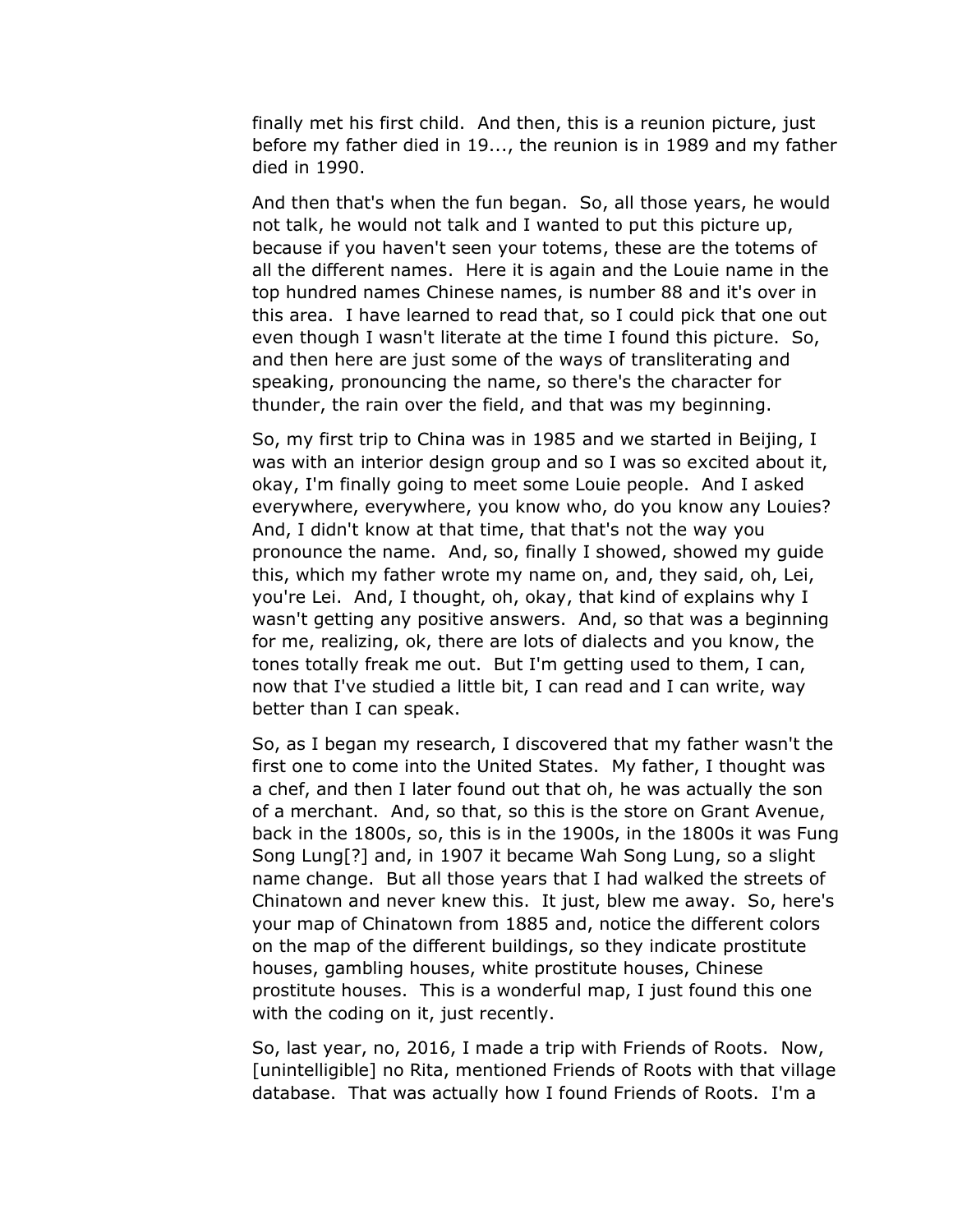finally met his first child. And then, this is a reunion picture, just before my father died in 19..., the reunion is in 1989 and my father died in 1990.

And then that's when the fun began. So, all those years, he would not talk, he would not talk and I wanted to put this picture up, because if you haven't seen your totems, these are the totems of all the different names. Here it is again and the Louie name in the top hundred names Chinese names, is number 88 and it's over in this area. I have learned to read that, so I could pick that one out even though I wasn't literate at the time I found this picture. So, and then here are just some of the ways of transliterating and speaking, pronouncing the name, so there's the character for thunder, the rain over the field, and that was my beginning.

So, my first trip to China was in 1985 and we started in Beijing, I was with an interior design group and so I was so excited about it, okay, I'm finally going to meet some Louie people. And I asked everywhere, everywhere, you know who, do you know any Louies? And, I didn't know at that time, that that's not the way you pronounce the name. And, so, finally I showed, showed my guide this, which my father wrote my name on, and, they said, oh, Lei, you're Lei. And, I thought, oh, okay, that kind of explains why I wasn't getting any positive answers. And, so that was a beginning for me, realizing, ok, there are lots of dialects and you know, the tones totally freak me out. But I'm getting used to them, I can, now that I've studied a little bit, I can read and I can write, way better than I can speak.

So, as I began my research, I discovered that my father wasn't the first one to come into the United States. My father, I thought was a chef, and then I later found out that oh, he was actually the son of a merchant. And, so that, so this is the store on Grant Avenue, back in the 1800s, so, this is in the 1900s, in the 1800s it was Fung Song Lung[?] and, in 1907 it became Wah Song Lung, so a slight name change. But all those years that I had walked the streets of Chinatown and never knew this. It just, blew me away. So, here's your map of Chinatown from 1885 and, notice the different colors on the map of the different buildings, so they indicate prostitute houses, gambling houses, white prostitute houses, Chinese prostitute houses. This is a wonderful map, I just found this one with the coding on it, just recently.

So, last year, no, 2016, I made a trip with Friends of Roots. Now, [unintelligible] no Rita, mentioned Friends of Roots with that village database. That was actually how I found Friends of Roots. I'm a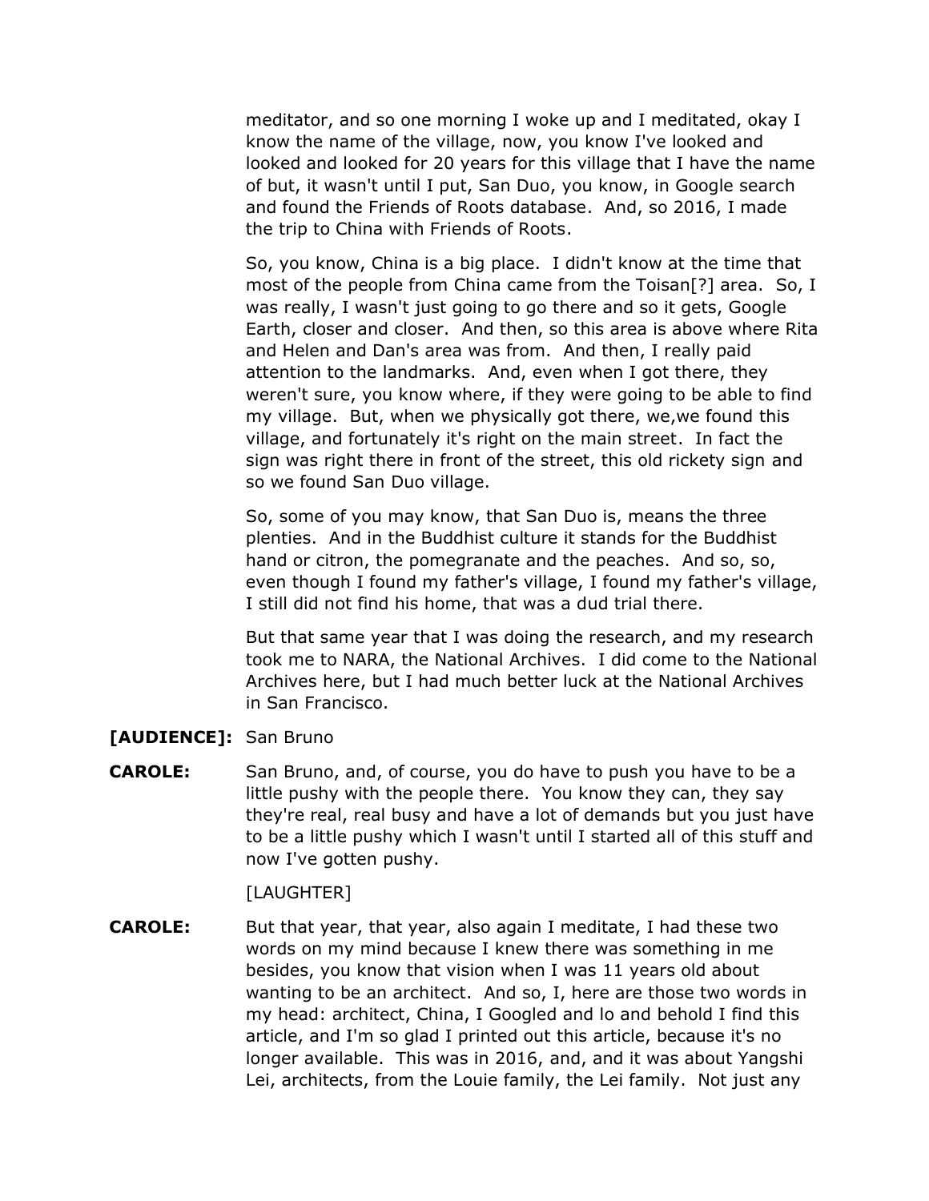meditator, and so one morning I woke up and I meditated, okay I know the name of the village, now, you know I've looked and looked and looked for 20 years for this village that I have the name of but, it wasn't until I put, San Duo, you know, in Google search and found the Friends of Roots database. And, so 2016, I made the trip to China with Friends of Roots.

So, you know, China is a big place. I didn't know at the time that most of the people from China came from the Toisan[?] area. So, I was really, I wasn't just going to go there and so it gets, Google Earth, closer and closer. And then, so this area is above where Rita and Helen and Dan's area was from. And then, I really paid attention to the landmarks. And, even when I got there, they weren't sure, you know where, if they were going to be able to find my village. But, when we physically got there, we,we found this village, and fortunately it's right on the main street. In fact the sign was right there in front of the street, this old rickety sign and so we found San Duo village.

So, some of you may know, that San Duo is, means the three plenties. And in the Buddhist culture it stands for the Buddhist hand or citron, the pomegranate and the peaches. And so, so, even though I found my father's village, I found my father's village, I still did not find his home, that was a dud trial there.

But that same year that I was doing the research, and my research took me to NARA, the National Archives. I did come to the National Archives here, but I had much better luck at the National Archives in San Francisco.

**[AUDIENCE]:** San Bruno

**CAROLE:** San Bruno, and, of course, you do have to push you have to be a little pushy with the people there. You know they can, they say they're real, real busy and have a lot of demands but you just have to be a little pushy which I wasn't until I started all of this stuff and now I've gotten pushy.

[LAUGHTER]

**CAROLE:** But that year, that year, also again I meditate, I had these two words on my mind because I knew there was something in me besides, you know that vision when I was 11 years old about wanting to be an architect. And so, I, here are those two words in my head: architect, China, I Googled and lo and behold I find this article, and I'm so glad I printed out this article, because it's no longer available. This was in 2016, and, and it was about Yangshi Lei, architects, from the Louie family, the Lei family. Not just any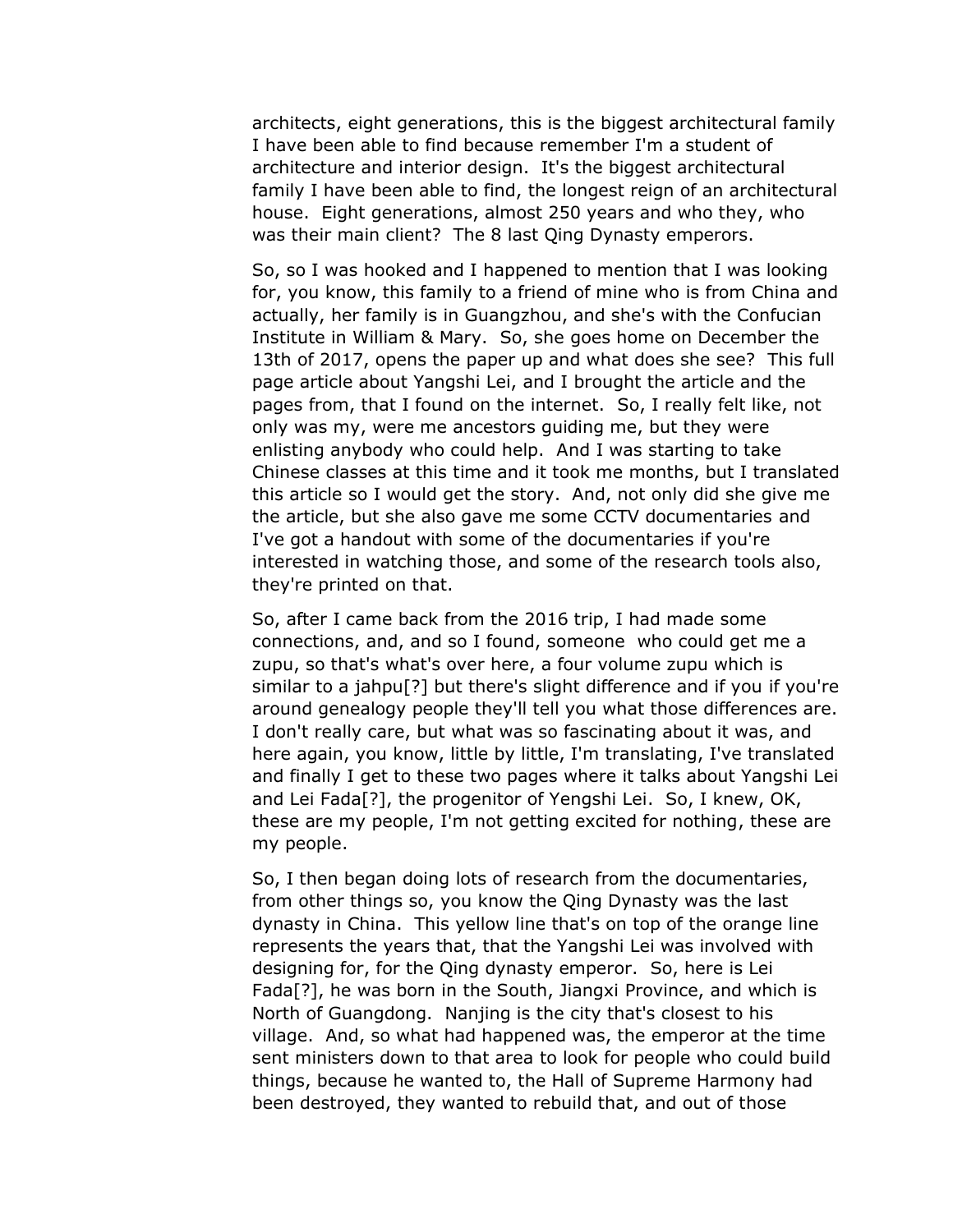architects, eight generations, this is the biggest architectural family I have been able to find because remember I'm a student of architecture and interior design. It's the biggest architectural family I have been able to find, the longest reign of an architectural house. Eight generations, almost 250 years and who they, who was their main client? The 8 last Qing Dynasty emperors.

So, so I was hooked and I happened to mention that I was looking for, you know, this family to a friend of mine who is from China and actually, her family is in Guangzhou, and she's with the Confucian Institute in William & Mary. So, she goes home on December the 13th of 2017, opens the paper up and what does she see? This full page article about Yangshi Lei, and I brought the article and the pages from, that I found on the internet. So, I really felt like, not only was my, were me ancestors guiding me, but they were enlisting anybody who could help. And I was starting to take Chinese classes at this time and it took me months, but I translated this article so I would get the story. And, not only did she give me the article, but she also gave me some CCTV documentaries and I've got a handout with some of the documentaries if you're interested in watching those, and some of the research tools also, they're printed on that.

So, after I came back from the 2016 trip, I had made some connections, and, and so I found, someone who could get me a zupu, so that's what's over here, a four volume zupu which is similar to a jahpu[?] but there's slight difference and if you if you're around genealogy people they'll tell you what those differences are. I don't really care, but what was so fascinating about it was, and here again, you know, little by little, I'm translating, I've translated and finally I get to these two pages where it talks about Yangshi Lei and Lei Fada[?], the progenitor of Yengshi Lei. So, I knew, OK, these are my people, I'm not getting excited for nothing, these are my people.

So, I then began doing lots of research from the documentaries, from other things so, you know the Qing Dynasty was the last dynasty in China. This yellow line that's on top of the orange line represents the years that, that the Yangshi Lei was involved with designing for, for the Qing dynasty emperor. So, here is Lei Fada[?], he was born in the South, Jiangxi Province, and which is North of Guangdong. Nanjing is the city that's closest to his village. And, so what had happened was, the emperor at the time sent ministers down to that area to look for people who could build things, because he wanted to, the Hall of Supreme Harmony had been destroyed, they wanted to rebuild that, and out of those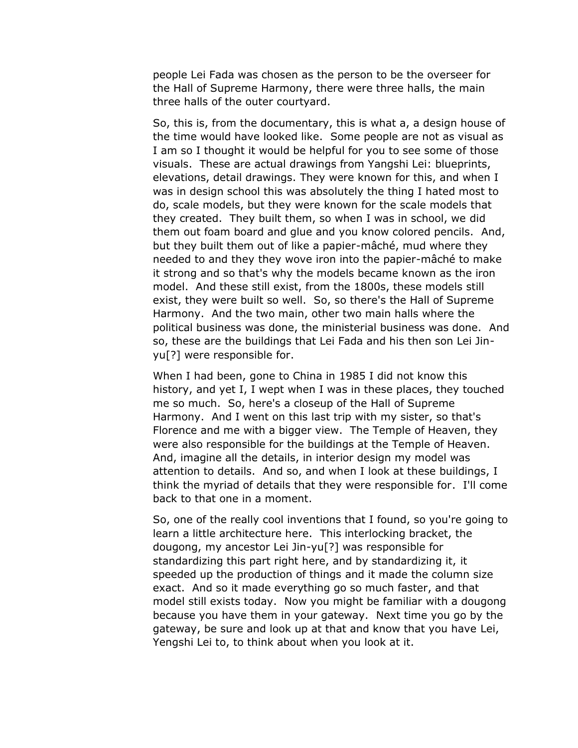people Lei Fada was chosen as the person to be the overseer for the Hall of Supreme Harmony, there were three halls, the main three halls of the outer courtyard.

So, this is, from the documentary, this is what a, a design house of the time would have looked like. Some people are not as visual as I am so I thought it would be helpful for you to see some of those visuals. These are actual drawings from Yangshi Lei: blueprints, elevations, detail drawings. They were known for this, and when I was in design school this was absolutely the thing I hated most to do, scale models, but they were known for the scale models that they created. They built them, so when I was in school, we did them out foam board and glue and you know colored pencils. And, but they built them out of like a papier-mâché, mud where they needed to and they they wove iron into the papier-mâché to make it strong and so that's why the models became known as the iron model. And these still exist, from the 1800s, these models still exist, they were built so well. So, so there's the Hall of Supreme Harmony. And the two main, other two main halls where the political business was done, the ministerial business was done. And so, these are the buildings that Lei Fada and his then son Lei Jin-yu[?] were responsible for.

When I had been, gone to China in 1985 I did not know this history, and yet I, I wept when I was in these places, they touched me so much. So, here's a closeup of the Hall of Supreme Harmony. And I went on this last trip with my sister, so that's Florence and me with a bigger view. The Temple of Heaven, they were also responsible for the buildings at the Temple of Heaven. And, imagine all the details, in interior design my model was attention to details. And so, and when I look at these buildings, I think the myriad of details that they were responsible for. I'll come back to that one in a moment.

So, one of the really cool inventions that I found, so you're going to learn a little architecture here. This interlocking bracket, the dougong, my ancestor Lei Jin-yu[?] was responsible for standardizing this part right here, and by standardizing it, it speeded up the production of things and it made the column size exact. And so it made everything go so much faster, and that model still exists today. Now you might be familiar with a dougong because you have them in your gateway. Next time you go by the gateway, be sure and look up at that and know that you have Lei, Yengshi Lei to, to think about when you look at it.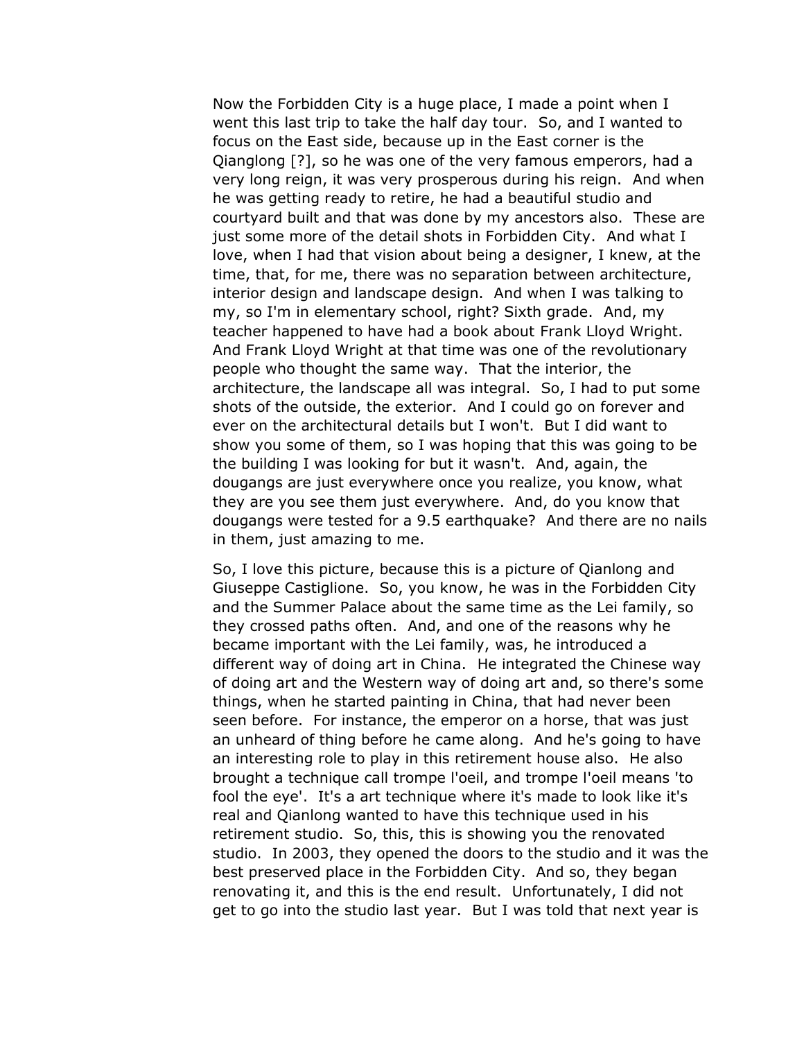Now the Forbidden City is a huge place, I made a point when I went this last trip to take the half day tour. So, and I wanted to focus on the East side, because up in the East corner is the Qianglong [?], so he was one of the very famous emperors, had a very long reign, it was very prosperous during his reign. And when he was getting ready to retire, he had a beautiful studio and courtyard built and that was done by my ancestors also. These are just some more of the detail shots in Forbidden City. And what I love, when I had that vision about being a designer, I knew, at the time, that, for me, there was no separation between architecture, interior design and landscape design. And when I was talking to my, so I'm in elementary school, right? Sixth grade. And, my teacher happened to have had a book about Frank Lloyd Wright. And Frank Lloyd Wright at that time was one of the revolutionary people who thought the same way. That the interior, the architecture, the landscape all was integral. So, I had to put some shots of the outside, the exterior. And I could go on forever and ever on the architectural details but I won't. But I did want to show you some of them, so I was hoping that this was going to be the building I was looking for but it wasn't. And, again, the dougangs are just everywhere once you realize, you know, what they are you see them just everywhere. And, do you know that dougangs were tested for a 9.5 earthquake? And there are no nails in them, just amazing to me.

So, I love this picture, because this is a picture of Qianlong and Giuseppe Castiglione. So, you know, he was in the Forbidden City and the Summer Palace about the same time as the Lei family, so they crossed paths often. And, and one of the reasons why he became important with the Lei family, was, he introduced a different way of doing art in China. He integrated the Chinese way of doing art and the Western way of doing art and, so there's some things, when he started painting in China, that had never been seen before. For instance, the emperor on a horse, that was just an unheard of thing before he came along. And he's going to have an interesting role to play in this retirement house also. He also brought a technique call trompe l'oeil, and trompe l'oeil means 'to fool the eye'. It's a art technique where it's made to look like it's real and Qianlong wanted to have this technique used in his retirement studio. So, this, this is showing you the renovated studio. In 2003, they opened the doors to the studio and it was the best preserved place in the Forbidden City. And so, they began renovating it, and this is the end result. Unfortunately, I did not get to go into the studio last year. But I was told that next year is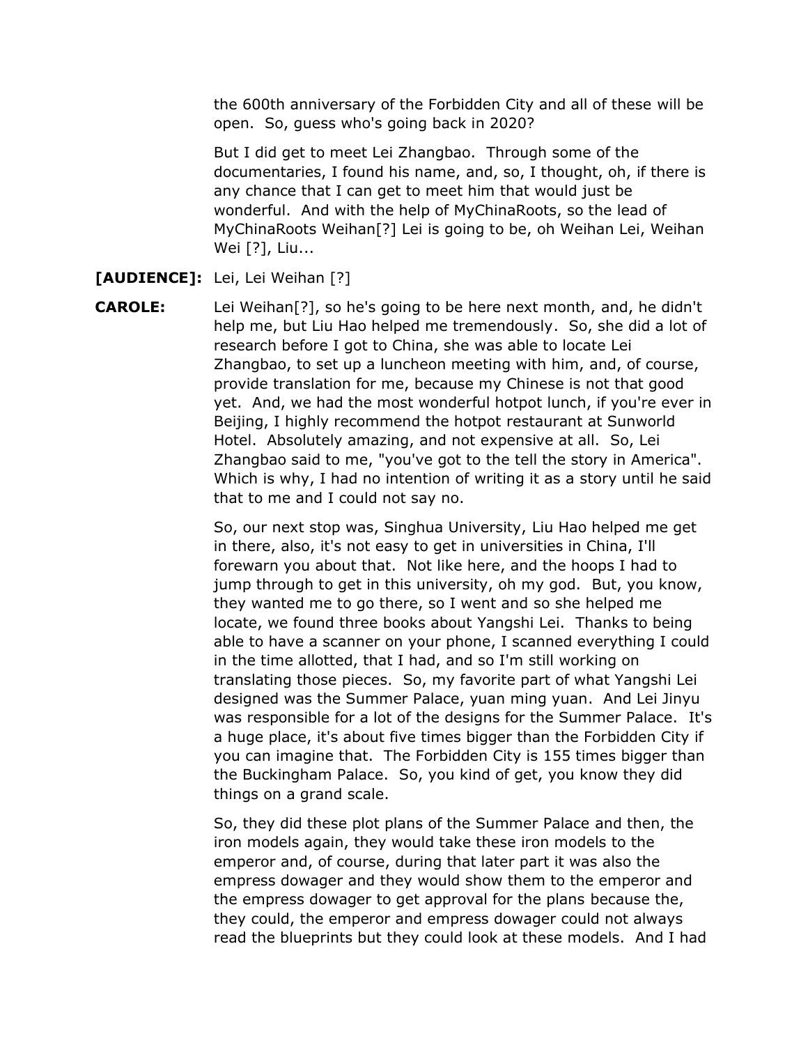the 600th anniversary of the Forbidden City and all of these will be open. So, guess who's going back in 2020?

But I did get to meet Lei Zhangbao. Through some of the documentaries, I found his name, and, so, I thought, oh, if there is any chance that I can get to meet him that would just be wonderful. And with the help of MyChinaRoots, so the lead of MyChinaRoots Weihan[?] Lei is going to be, oh Weihan Lei, Weihan Wei [?], Liu...

**[AUDIENCE]:** Lei, Lei Weihan [?]

**CAROLE:** Lei Weihan[?], so he's going to be here next month, and, he didn't help me, but Liu Hao helped me tremendously. So, she did a lot of research before I got to China, she was able to locate Lei Zhangbao, to set up a luncheon meeting with him, and, of course, provide translation for me, because my Chinese is not that good yet. And, we had the most wonderful hotpot lunch, if you're ever in Beijing, I highly recommend the hotpot restaurant at Sunworld Hotel. Absolutely amazing, and not expensive at all. So, Lei Zhangbao said to me, "you've got to the tell the story in America". Which is why, I had no intention of writing it as a story until he said that to me and I could not say no.

So, our next stop was, Singhua University, Liu Hao helped me get in there, also, it's not easy to get in universities in China, I'll forewarn you about that. Not like here, and the hoops I had to jump through to get in this university, oh my god. But, you know, they wanted me to go there, so I went and so she helped me locate, we found three books about Yangshi Lei. Thanks to being able to have a scanner on your phone, I scanned everything I could in the time allotted, that I had, and so I'm still working on translating those pieces. So, my favorite part of what Yangshi Lei designed was the Summer Palace, yuan ming yuan. And Lei Jinyu was responsible for a lot of the designs for the Summer Palace. It's a huge place, it's about five times bigger than the Forbidden City if you can imagine that. The Forbidden City is 155 times bigger than the Buckingham Palace. So, you kind of get, you know they did things on a grand scale.

So, they did these plot plans of the Summer Palace and then, the iron models again, they would take these iron models to the emperor and, of course, during that later part it was also the empress dowager and they would show them to the emperor and the empress dowager to get approval for the plans because the, they could, the emperor and empress dowager could not always read the blueprints but they could look at these models. And I had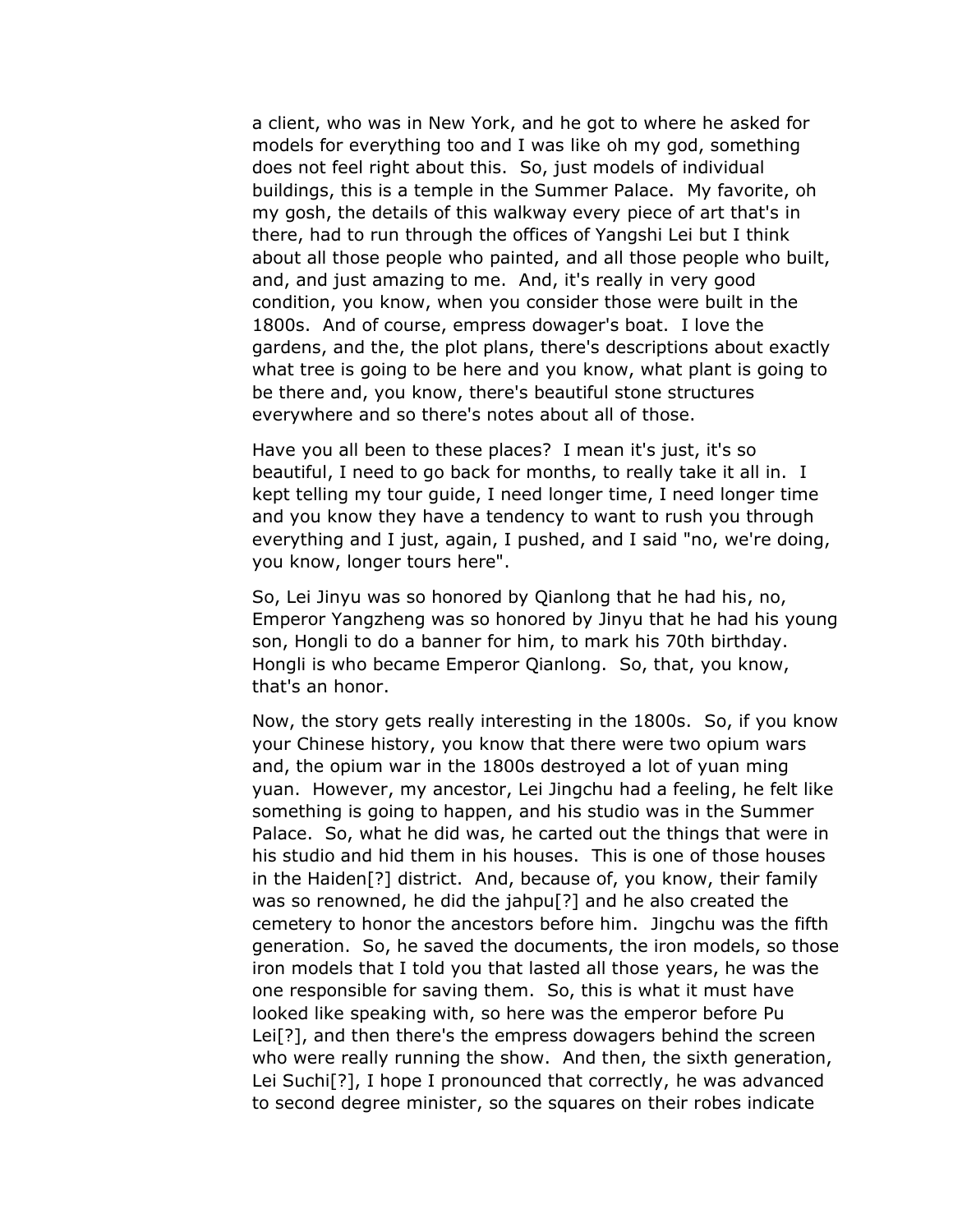a client, who was in New York, and he got to where he asked for models for everything too and I was like oh my god, something does not feel right about this. So, just models of individual buildings, this is a temple in the Summer Palace. My favorite, oh my gosh, the details of this walkway every piece of art that's in there, had to run through the offices of Yangshi Lei but I think about all those people who painted, and all those people who built, and, and just amazing to me. And, it's really in very good condition, you know, when you consider those were built in the 1800s. And of course, empress dowager's boat. I love the gardens, and the, the plot plans, there's descriptions about exactly what tree is going to be here and you know, what plant is going to be there and, you know, there's beautiful stone structures everywhere and so there's notes about all of those.

Have you all been to these places? I mean it's just, it's so beautiful, I need to go back for months, to really take it all in. I kept telling my tour guide, I need longer time, I need longer time and you know they have a tendency to want to rush you through everything and I just, again, I pushed, and I said "no, we're doing, you know, longer tours here".

So, Lei Jinyu was so honored by Qianlong that he had his, no, Emperor Yangzheng was so honored by Jinyu that he had his young son, Hongli to do a banner for him, to mark his 70th birthday. Hongli is who became Emperor Qianlong. So, that, you know, that's an honor.

Now, the story gets really interesting in the 1800s. So, if you know your Chinese history, you know that there were two opium wars and, the opium war in the 1800s destroyed a lot of yuan ming yuan. However, my ancestor, Lei Jingchu had a feeling, he felt like something is going to happen, and his studio was in the Summer Palace. So, what he did was, he carted out the things that were in his studio and hid them in his houses. This is one of those houses in the Haiden[?] district. And, because of, you know, their family was so renowned, he did the jahpu[?] and he also created the cemetery to honor the ancestors before him. Jingchu was the fifth generation. So, he saved the documents, the iron models, so those iron models that I told you that lasted all those years, he was the one responsible for saving them. So, this is what it must have looked like speaking with, so here was the emperor before Pu Lei[?], and then there's the empress dowagers behind the screen who were really running the show. And then, the sixth generation, Lei Suchi[?], I hope I pronounced that correctly, he was advanced to second degree minister, so the squares on their robes indicate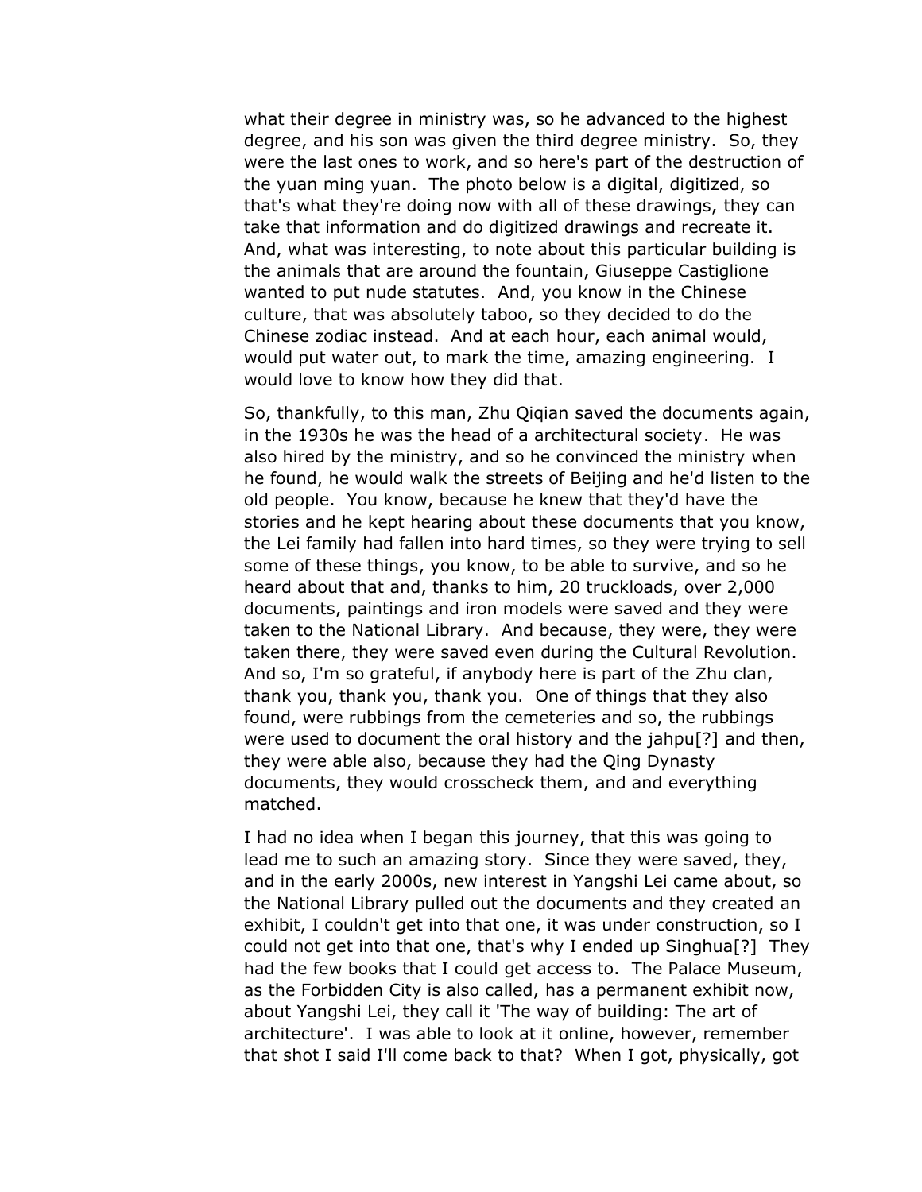what their degree in ministry was, so he advanced to the highest degree, and his son was given the third degree ministry. So, they were the last ones to work, and so here's part of the destruction of the yuan ming yuan. The photo below is a digital, digitized, so that's what they're doing now with all of these drawings, they can take that information and do digitized drawings and recreate it. And, what was interesting, to note about this particular building is the animals that are around the fountain, Giuseppe Castiglione wanted to put nude statutes. And, you know in the Chinese culture, that was absolutely taboo, so they decided to do the Chinese zodiac instead. And at each hour, each animal would, would put water out, to mark the time, amazing engineering. I would love to know how they did that.

So, thankfully, to this man, Zhu Qiqian saved the documents again, in the 1930s he was the head of a architectural society. He was also hired by the ministry, and so he convinced the ministry when he found, he would walk the streets of Beijing and he'd listen to the old people. You know, because he knew that they'd have the stories and he kept hearing about these documents that you know, the Lei family had fallen into hard times, so they were trying to sell some of these things, you know, to be able to survive, and so he heard about that and, thanks to him, 20 truckloads, over 2,000 documents, paintings and iron models were saved and they were taken to the National Library. And because, they were, they were taken there, they were saved even during the Cultural Revolution. And so, I'm so grateful, if anybody here is part of the Zhu clan, thank you, thank you, thank you. One of things that they also found, were rubbings from the cemeteries and so, the rubbings were used to document the oral history and the jahpu[?] and then, they were able also, because they had the Qing Dynasty documents, they would crosscheck them, and and everything matched.

I had no idea when I began this journey, that this was going to lead me to such an amazing story. Since they were saved, they, and in the early 2000s, new interest in Yangshi Lei came about, so the National Library pulled out the documents and they created an exhibit, I couldn't get into that one, it was under construction, so I could not get into that one, that's why I ended up Singhua[?] They had the few books that I could get access to. The Palace Museum, as the Forbidden City is also called, has a permanent exhibit now, about Yangshi Lei, they call it 'The way of building: The art of architecture'. I was able to look at it online, however, remember that shot I said I'll come back to that? When I got, physically, got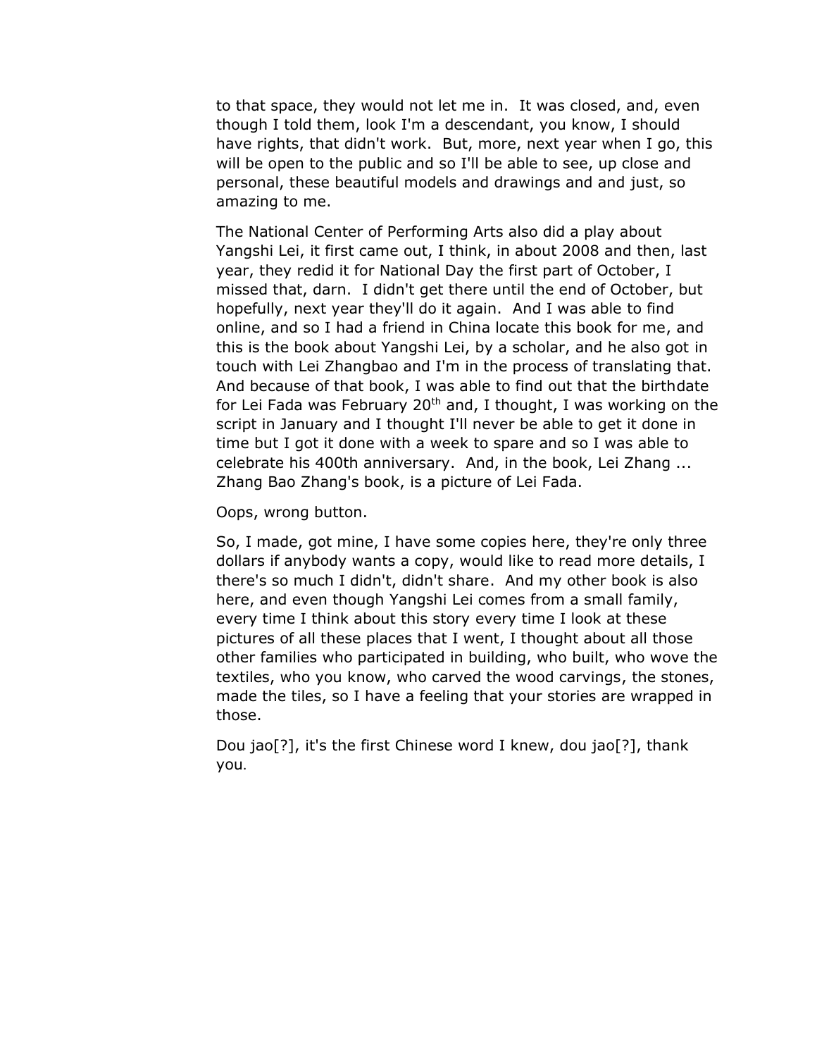to that space, they would not let me in. It was closed, and, even though I told them, look I'm a descendant, you know, I should have rights, that didn't work. But, more, next year when I go, this will be open to the public and so I'll be able to see, up close and personal, these beautiful models and drawings and and just, so amazing to me.

The National Center of Performing Arts also did a play about Yangshi Lei, it first came out, I think, in about 2008 and then, last year, they redid it for National Day the first part of October, I missed that, darn. I didn't get there until the end of October, but hopefully, next year they'll do it again. And I was able to find online, and so I had a friend in China locate this book for me, and this is the book about Yangshi Lei, by a scholar, and he also got in touch with Lei Zhangbao and I'm in the process of translating that. And because of that book, I was able to find out that the birthdate for Lei Fada was February 20th and, I thought, I was working on the script in January and I thought I'll never be able to get it done in time but I got it done with a week to spare and so I was able to celebrate his 400th anniversary. And, in the book, Lei Zhang ... Zhang Bao Zhang's book, is a picture of Lei Fada.

Oops, wrong button.

So, I made, got mine, I have some copies here, they're only three dollars if anybody wants a copy, would like to read more details, I there's so much I didn't, didn't share. And my other book is also here, and even though Yangshi Lei comes from a small family, every time I think about this story every time I look at these pictures of all these places that I went, I thought about all those other families who participated in building, who built, who wove the textiles, who you know, who carved the wood carvings, the stones, made the tiles, so I have a feeling that your stories are wrapped in those.

Dou jao[?], it's the first Chinese word I knew, dou jao[?], thank you.